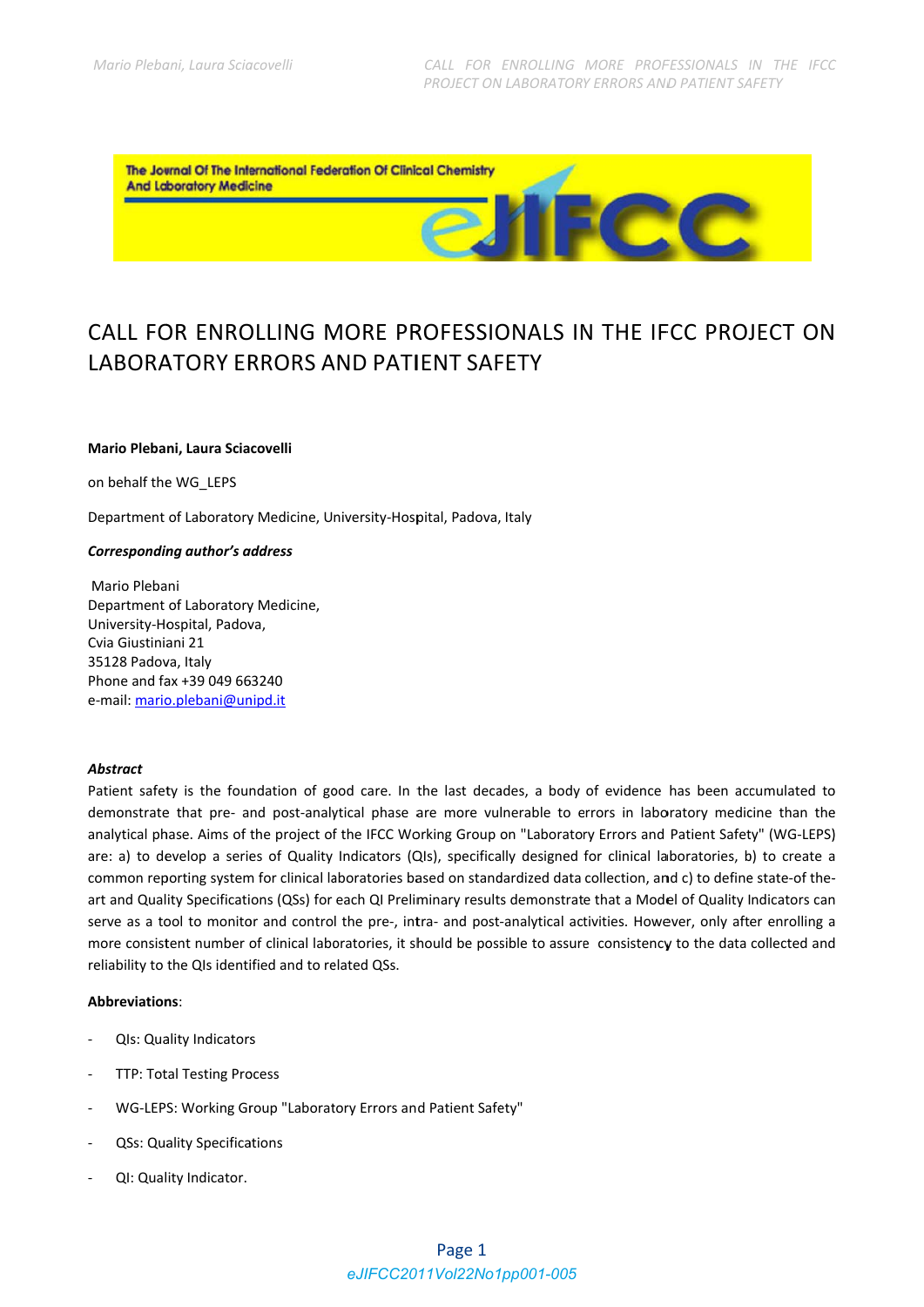# CALL FOR ENROLLING MORE PROFESSIONALS IN THE IFCC PROJECT ON LABORATORY ERRORS AND PATIENT SAFETY

**Mario Plebani, Laura Sciacovelli**

on behalf the WG_LEPS

Department of Laboratory Medicine, University-Hospital, Padova, Italy

***Corresponding author's address***

Mario Plebani
Department of Laboratory Medicine,
University-Hospital, Padova,
Cvia Giustiniani 21
35128 Padova, Italy
Phone and fax +39 049 663240
e-mail: mario.plebani@unipd.it

***Abstract***

Patient safety is the foundation of good care. In the last decades, a body of evidence has been accumulated to demonstrate that pre- and post-analytical phase are more vulnerable to errors in laboratory medicine than the analytical phase. Aims of the project of the IFCC Working Group on "Laboratory Errors and Patient Safety" (WG-LEPS) are: a) to develop a series of Quality Indicators (QIs), specifically designed for clinical laboratories, b) to create a common reporting system for clinical laboratories based on standardized data collection, and c) to define state-of the-art and Quality Specifications (QSs) for each QI Preliminary results demonstrate that a Model of Quality Indicators can serve as a tool to monitor and control the pre-, intra- and post-analytical activities. However, only after enrolling a more consistent number of clinical laboratories, it should be possible to assure consistency to the data collected and reliability to the QIs identified and to related QSs.

**Abbreviations**:

- QIs: Quality Indicators
- TTP: Total Testing Process
- WG-LEPS: Working Group "Laboratory Errors and Patient Safety"
- QSs: Quality Specifications
- QI: Quality Indicator.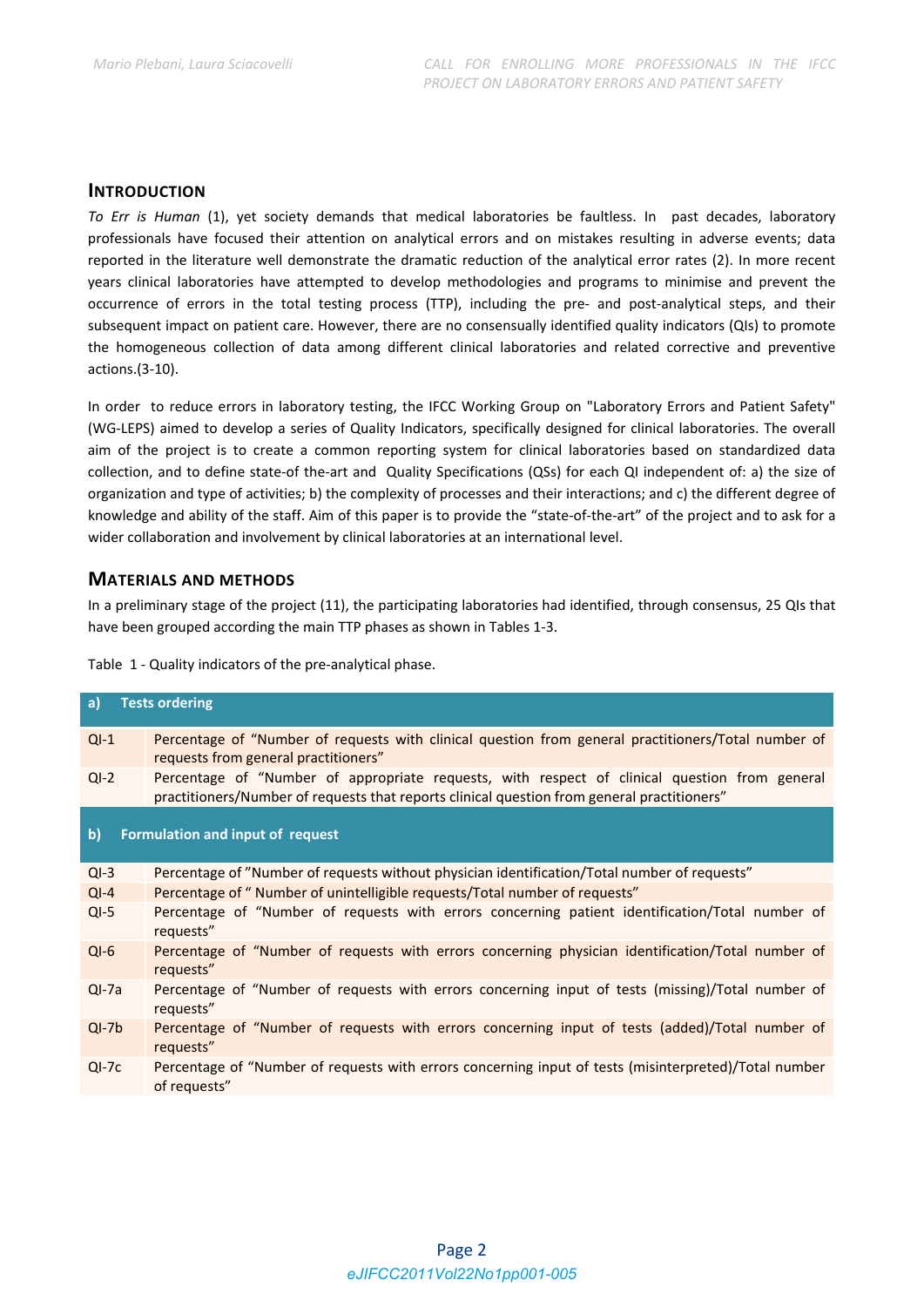## INTRODUCTION

*To Err is Human* (1), yet society demands that medical laboratories be faultless. In past decades, laboratory professionals have focused their attention on analytical errors and on mistakes resulting in adverse events; data reported in the literature well demonstrate the dramatic reduction of the analytical error rates (2). In more recent years clinical laboratories have attempted to develop methodologies and programs to minimise and prevent the occurrence of errors in the total testing process (TTP), including the pre- and post-analytical steps, and their subsequent impact on patient care. However, there are no consensually identified quality indicators (QIs) to promote the homogeneous collection of data among different clinical laboratories and related corrective and preventive actions.(3-10).

In order to reduce errors in laboratory testing, the IFCC Working Group on "Laboratory Errors and Patient Safety" (WG-LEPS) aimed to develop a series of Quality Indicators, specifically designed for clinical laboratories. The overall aim of the project is to create a common reporting system for clinical laboratories based on standardized data collection, and to define state-of-the-art and Quality Specifications (QSs) for each QI independent of: a) the size of organization and type of activities; b) the complexity of processes and their interactions; and c) the different degree of knowledge and ability of the staff. Aim of this paper is to provide the "state-of-the-art" of the project and to ask for a wider collaboration and involvement by clinical laboratories at an international level.

## MATERIALS AND METHODS

In a preliminary stage of the project (11), the participating laboratories had identified, through consensus, 25 QIs that have been grouped according the main TTP phases as shown in Tables 1-3.

Table 1 - Quality indicators of the pre-analytical phase.

| **a)** | **Tests ordering** |
|---|---|
| QI-1 | Percentage of "Number of requests with clinical question from general practitioners/Total number of requests from general practitioners" |
| QI-2 | Percentage of "Number of appropriate requests, with respect of clinical question from general practitioners/Number of requests that reports clinical question from general practitioners" |
| **b)** | **Formulation and input of request** |
| QI-3 | Percentage of "Number of requests without physician identification/Total number of requests" |
| QI-4 | Percentage of " Number of unintelligible requests/Total number of requests" |
| QI-5 | Percentage of "Number of requests with errors concerning patient identification/Total number of requests" |
| QI-6 | Percentage of "Number of requests with errors concerning physician identification/Total number of requests" |
| QI-7a | Percentage of "Number of requests with errors concerning input of tests (missing)/Total number of requests" |
| QI-7b | Percentage of "Number of requests with errors concerning input of tests (added)/Total number of requests" |
| QI-7c | Percentage of "Number of requests with errors concerning input of tests (misinterpreted)/Total number of requests" |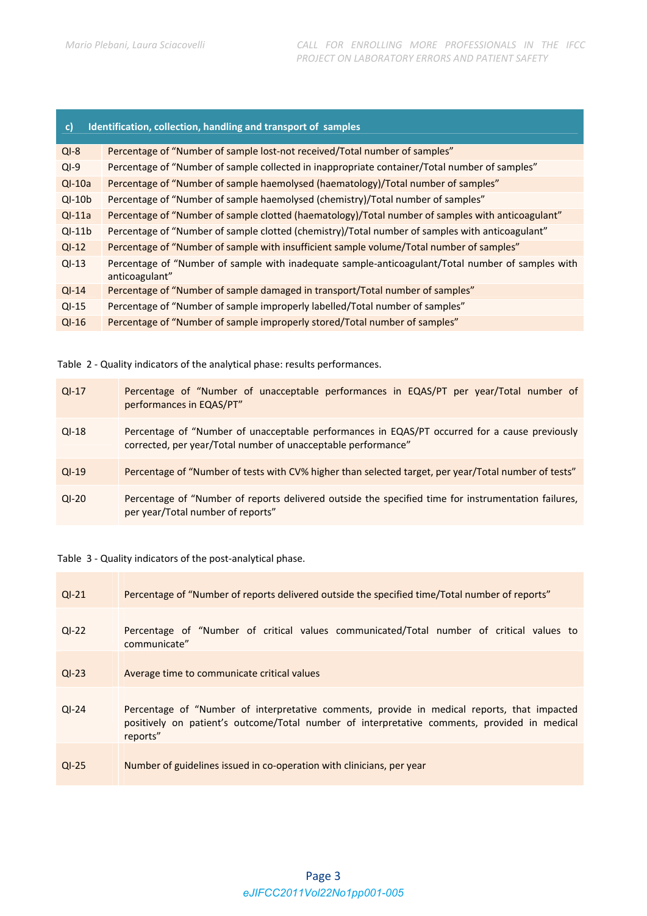| c) | Identification, collection, handling and transport of samples |
|---|---|
| QI-8 | Percentage of "Number of sample lost-not received/Total number of samples" |
| QI-9 | Percentage of "Number of sample collected in inappropriate container/Total number of samples" |
| QI-10a | Percentage of "Number of sample haemolysed (haematology)/Total number of samples" |
| QI-10b | Percentage of "Number of sample haemolysed (chemistry)/Total number of samples" |
| QI-11a | Percentage of "Number of sample clotted (haematology)/Total number of samples with anticoagulant" |
| QI-11b | Percentage of "Number of sample clotted (chemistry)/Total number of samples with anticoagulant" |
| QI-12 | Percentage of "Number of sample with insufficient sample volume/Total number of samples" |
| QI-13 | Percentage of "Number of sample with inadequate sample-anticoagulant/Total number of samples with anticoagulant" |
| QI-14 | Percentage of "Number of sample damaged in transport/Total number of samples" |
| QI-15 | Percentage of "Number of sample improperly labelled/Total number of samples" |
| QI-16 | Percentage of "Number of sample improperly stored/Total number of samples" |

Table 2 - Quality indicators of the analytical phase: results performances.

| | |
|---|---|
| QI-17 | Percentage of "Number of unacceptable performances in EQAS/PT per year/Total number of performances in EQAS/PT" |
| QI-18 | Percentage of "Number of unacceptable performances in EQAS/PT occurred for a cause previously corrected, per year/Total number of unacceptable performance" |
| QI-19 | Percentage of "Number of tests with CV% higher than selected target, per year/Total number of tests" |
| QI-20 | Percentage of "Number of reports delivered outside the specified time for instrumentation failures, per year/Total number of reports" |

Table 3 - Quality indicators of the post-analytical phase.

| | |
|---|---|
| QI-21 | Percentage of "Number of reports delivered outside the specified time/Total number of reports" |
| QI-22 | Percentage of "Number of critical values communicated/Total number of critical values to communicate" |
| QI-23 | Average time to communicate critical values |
| QI-24 | Percentage of "Number of interpretative comments, provide in medical reports, that impacted positively on patient's outcome/Total number of interpretative comments, provided in medical reports" |
| QI-25 | Number of guidelines issued in co-operation with clinicians, per year |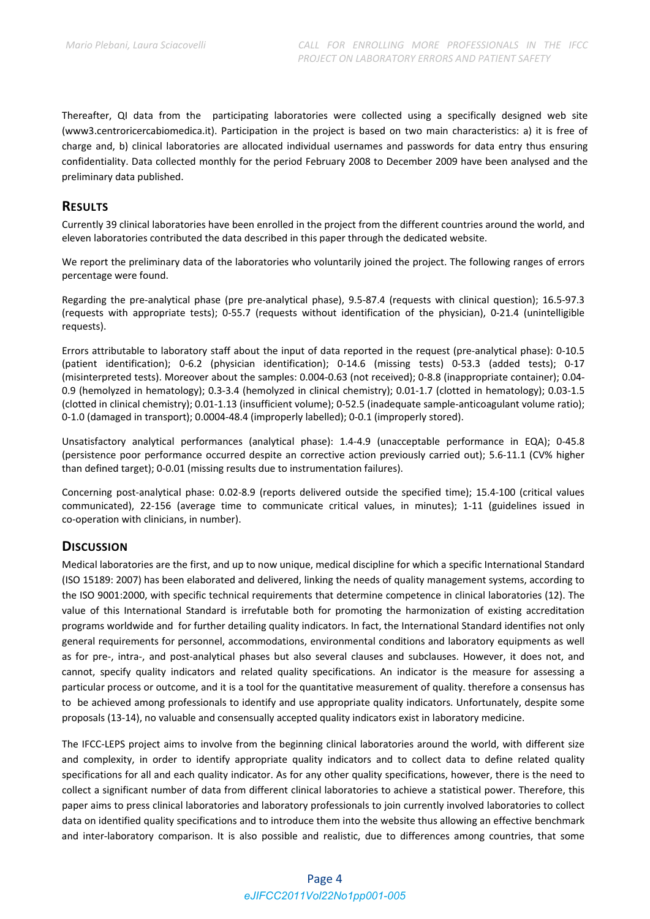Thereafter, QI data from the participating laboratories were collected using a specifically designed web site (www3.centroricercabiomedica.it). Participation in the project is based on two main characteristics: a) it is free of charge and, b) clinical laboratories are allocated individual usernames and passwords for data entry thus ensuring confidentiality. Data collected monthly for the period February 2008 to December 2009 have been analysed and the preliminary data published.

## RESULTS

Currently 39 clinical laboratories have been enrolled in the project from the different countries around the world, and eleven laboratories contributed the data described in this paper through the dedicated website.

We report the preliminary data of the laboratories who voluntarily joined the project. The following ranges of errors percentage were found.

Regarding the pre-analytical phase (pre pre-analytical phase), 9.5-87.4 (requests with clinical question); 16.5-97.3 (requests with appropriate tests); 0-55.7 (requests without identification of the physician), 0-21.4 (unintelligible requests).

Errors attributable to laboratory staff about the input of data reported in the request (pre-analytical phase): 0-10.5 (patient identification); 0-6.2 (physician identification); 0-14.6 (missing tests) 0-53.3 (added tests); 0-17 (misinterpreted tests). Moreover about the samples: 0.004-0.63 (not received); 0-8.8 (inappropriate container); 0.04-0.9 (hemolyzed in hematology); 0.3-3.4 (hemolyzed in clinical chemistry); 0.01-1.7 (clotted in hematology); 0.03-1.5 (clotted in clinical chemistry); 0.01-1.13 (insufficient volume); 0-52.5 (inadequate sample-anticoagulant volume ratio); 0-1.0 (damaged in transport); 0.0004-48.4 (improperly labelled); 0-0.1 (improperly stored).

Unsatisfactory analytical performances (analytical phase): 1.4-4.9 (unacceptable performance in EQA); 0-45.8 (persistence poor performance occurred despite an corrective action previously carried out); 5.6-11.1 (CV% higher than defined target); 0-0.01 (missing results due to instrumentation failures).

Concerning post-analytical phase: 0.02-8.9 (reports delivered outside the specified time); 15.4-100 (critical values communicated), 22-156 (average time to communicate critical values, in minutes); 1-11 (guidelines issued in co-operation with clinicians, in number).

## DISCUSSION

Medical laboratories are the first, and up to now unique, medical discipline for which a specific International Standard (ISO 15189: 2007) has been elaborated and delivered, linking the needs of quality management systems, according to the ISO 9001:2000, with specific technical requirements that determine competence in clinical laboratories (12). The value of this International Standard is irrefutable both for promoting the harmonization of existing accreditation programs worldwide and for further detailing quality indicators. In fact, the International Standard identifies not only general requirements for personnel, accommodations, environmental conditions and laboratory equipments as well as for pre-, intra-, and post-analytical phases but also several clauses and subclauses. However, it does not, and cannot, specify quality indicators and related quality specifications. An indicator is the measure for assessing a particular process or outcome, and it is a tool for the quantitative measurement of quality. therefore a consensus has to be achieved among professionals to identify and use appropriate quality indicators. Unfortunately, despite some proposals (13-14), no valuable and consensually accepted quality indicators exist in laboratory medicine.

The IFCC-LEPS project aims to involve from the beginning clinical laboratories around the world, with different size and complexity, in order to identify appropriate quality indicators and to collect data to define related quality specifications for all and each quality indicator. As for any other quality specifications, however, there is the need to collect a significant number of data from different clinical laboratories to achieve a statistical power. Therefore, this paper aims to press clinical laboratories and laboratory professionals to join currently involved laboratories to collect data on identified quality specifications and to introduce them into the website thus allowing an effective benchmark and inter-laboratory comparison. It is also possible and realistic, due to differences among countries, that some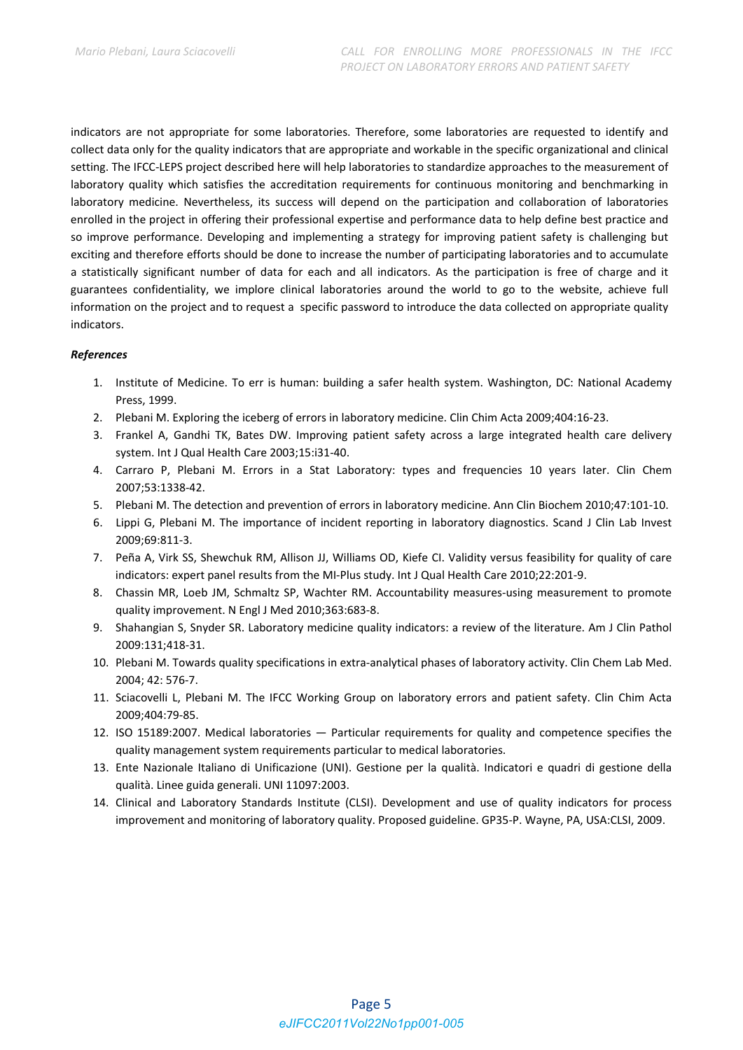indicators are not appropriate for some laboratories. Therefore, some laboratories are requested to identify and collect data only for the quality indicators that are appropriate and workable in the specific organizational and clinical setting. The IFCC-LEPS project described here will help laboratories to standardize approaches to the measurement of laboratory quality which satisfies the accreditation requirements for continuous monitoring and benchmarking in laboratory medicine. Nevertheless, its success will depend on the participation and collaboration of laboratories enrolled in the project in offering their professional expertise and performance data to help define best practice and so improve performance. Developing and implementing a strategy for improving patient safety is challenging but exciting and therefore efforts should be done to increase the number of participating laboratories and to accumulate a statistically significant number of data for each and all indicators. As the participation is free of charge and it guarantees confidentiality, we implore clinical laboratories around the world to go to the website, achieve full information on the project and to request a  specific password to introduce the data collected on appropriate quality indicators.

***References***

1. Institute of Medicine. To err is human: building a safer health system. Washington, DC: National Academy Press, 1999.
2. Plebani M. Exploring the iceberg of errors in laboratory medicine. Clin Chim Acta 2009;404:16-23.
3. Frankel A, Gandhi TK, Bates DW. Improving patient safety across a large integrated health care delivery system. Int J Qual Health Care 2003;15:i31-40.
4. Carraro P, Plebani M. Errors in a Stat Laboratory: types and frequencies 10 years later. Clin Chem 2007;53:1338-42.
5. Plebani M. The detection and prevention of errors in laboratory medicine. Ann Clin Biochem 2010;47:101-10.
6. Lippi G, Plebani M. The importance of incident reporting in laboratory diagnostics. Scand J Clin Lab Invest 2009;69:811-3.
7. Peña A, Virk SS, Shewchuk RM, Allison JJ, Williams OD, Kiefe CI. Validity versus feasibility for quality of care indicators: expert panel results from the MI-Plus study. Int J Qual Health Care 2010;22:201-9.
8. Chassin MR, Loeb JM, Schmaltz SP, Wachter RM. Accountability measures-using measurement to promote quality improvement. N Engl J Med 2010;363:683-8.
9. Shahangian S, Snyder SR. Laboratory medicine quality indicators: a review of the literature. Am J Clin Pathol 2009:131;418-31.
10. Plebani M. Towards quality specifications in extra-analytical phases of laboratory activity. Clin Chem Lab Med. 2004; 42: 576-7.
11. Sciacovelli L, Plebani M. The IFCC Working Group on laboratory errors and patient safety. Clin Chim Acta 2009;404:79-85.
12. ISO 15189:2007. Medical laboratories — Particular requirements for quality and competence specifies the quality management system requirements particular to medical laboratories.
13. Ente Nazionale Italiano di Unificazione (UNI). Gestione per la qualità. Indicatori e quadri di gestione della qualità. Linee guida generali. UNI 11097:2003.
14. Clinical and Laboratory Standards Institute (CLSI). Development and use of quality indicators for process improvement and monitoring of laboratory quality. Proposed guideline. GP35-P. Wayne, PA, USA:CLSI, 2009.